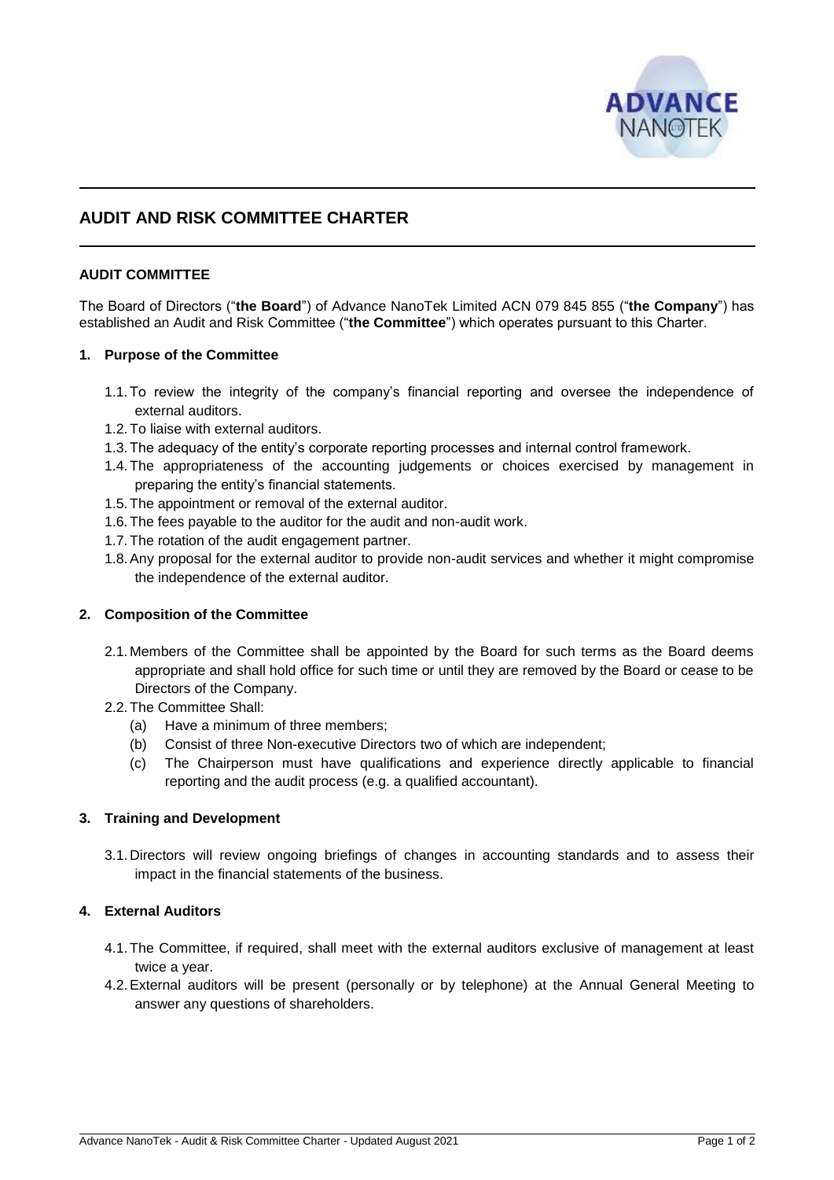# AUDIT AND RISK COMMITTEE CHARTER

### AUDIT COMMITTEE

The Board of Directors ("**the Board**") of Advance NanoTek Limited ACN 079 845 855 ("**the Company**") has established an Audit and Risk Committee ("**the Committee**") which operates pursuant to this Charter.

#### 1. Purpose of the Committee

1.1. To review the integrity of the company's financial reporting and oversee the independence of external auditors.
1.2. To liaise with external auditors.
1.3. The adequacy of the entity's corporate reporting processes and internal control framework.
1.4. The appropriateness of the accounting judgements or choices exercised by management in preparing the entity's financial statements.
1.5. The appointment or removal of the external auditor.
1.6. The fees payable to the auditor for the audit and non-audit work.
1.7. The rotation of the audit engagement partner.
1.8. Any proposal for the external auditor to provide non-audit services and whether it might compromise the independence of the external auditor.

#### 2. Composition of the Committee

2.1. Members of the Committee shall be appointed by the Board for such terms as the Board deems appropriate and shall hold office for such time or until they are removed by the Board or cease to be Directors of the Company.
2.2. The Committee Shall:
   (a) Have a minimum of three members;
   (b) Consist of three Non-executive Directors two of which are independent;
   (c) The Chairperson must have qualifications and experience directly applicable to financial reporting and the audit process (e.g. a qualified accountant).

#### 3. Training and Development

3.1. Directors will review ongoing briefings of changes in accounting standards and to assess their impact in the financial statements of the business.

#### 4. External Auditors

4.1. The Committee, if required, shall meet with the external auditors exclusive of management at least twice a year.
4.2. External auditors will be present (personally or by telephone) at the Annual General Meeting to answer any questions of shareholders.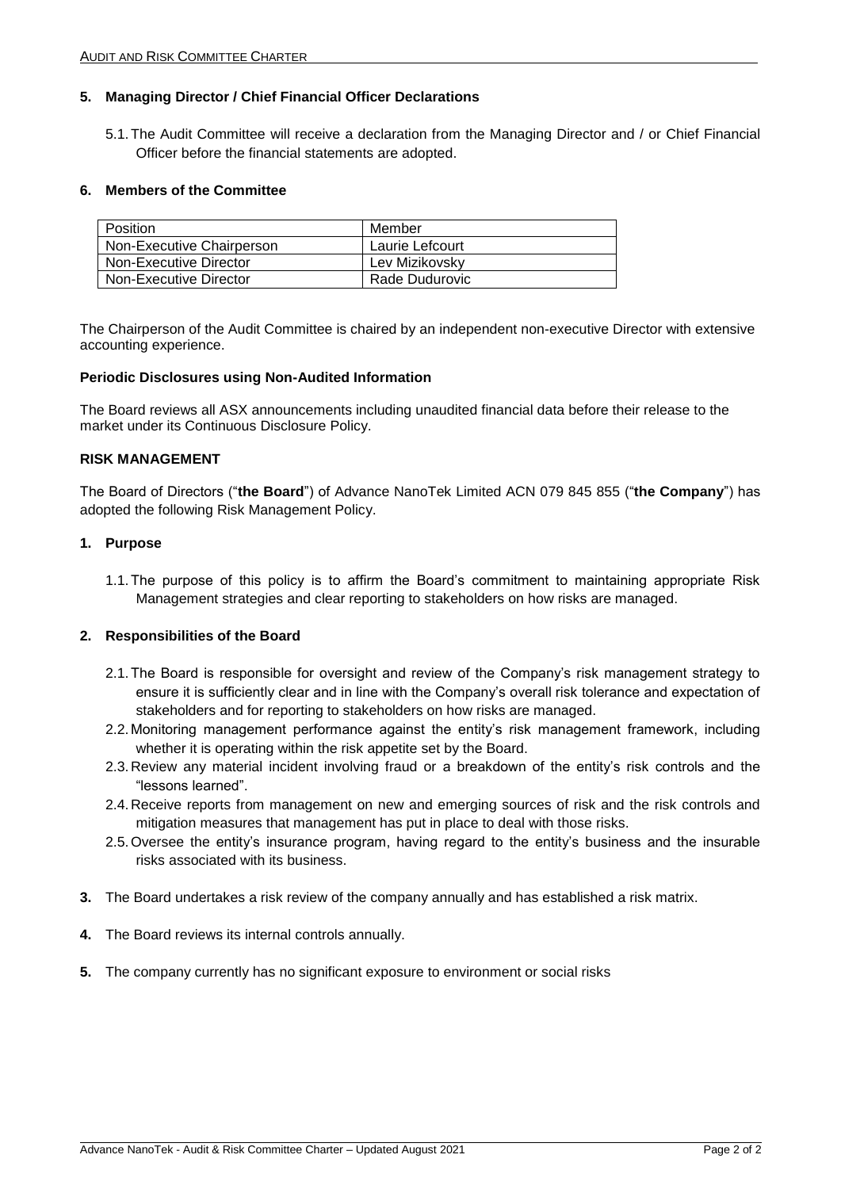**5. Managing Director / Chief Financial Officer Declarations**

5.1. The Audit Committee will receive a declaration from the Managing Director and / or Chief Financial Officer before the financial statements are adopted.

**6. Members of the Committee**

| Position | Member |
|---|---|
| Non-Executive Chairperson | Laurie Lefcourt |
| Non-Executive Director | Lev Mizikovsky |
| Non-Executive Director | Rade Dudurovic |

The Chairperson of the Audit Committee is chaired by an independent non-executive Director with extensive accounting experience.

**Periodic Disclosures using Non-Audited Information**

The Board reviews all ASX announcements including unaudited financial data before their release to the market under its Continuous Disclosure Policy.

**RISK MANAGEMENT**

The Board of Directors ("**the Board**") of Advance NanoTek Limited ACN 079 845 855 ("**the Company**") has adopted the following Risk Management Policy.

**1. Purpose**

1.1. The purpose of this policy is to affirm the Board's commitment to maintaining appropriate Risk Management strategies and clear reporting to stakeholders on how risks are managed.

**2. Responsibilities of the Board**

2.1. The Board is responsible for oversight and review of the Company's risk management strategy to ensure it is sufficiently clear and in line with the Company's overall risk tolerance and expectation of stakeholders and for reporting to stakeholders on how risks are managed.

2.2. Monitoring management performance against the entity's risk management framework, including whether it is operating within the risk appetite set by the Board.

2.3. Review any material incident involving fraud or a breakdown of the entity's risk controls and the "lessons learned".

2.4. Receive reports from management on new and emerging sources of risk and the risk controls and mitigation measures that management has put in place to deal with those risks.

2.5. Oversee the entity's insurance program, having regard to the entity's business and the insurable risks associated with its business.

**3.** The Board undertakes a risk review of the company annually and has established a risk matrix.

**4.** The Board reviews its internal controls annually.

**5.** The company currently has no significant exposure to environment or social risks